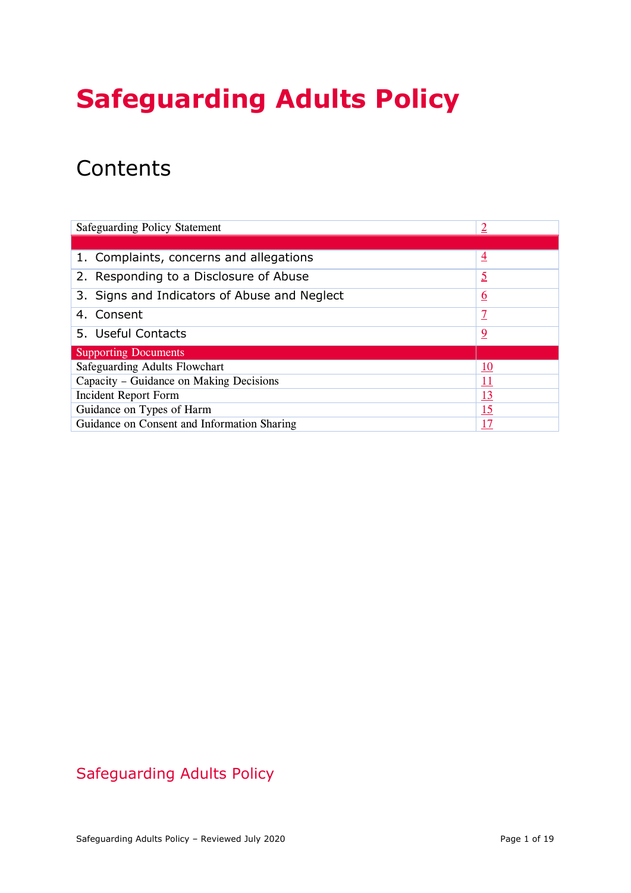# Safeguarding Adults Policy

## Contents

| | |
|---|---|
| Safeguarding Policy Statement | 2 |
| | |
| 1. Complaints, concerns and allegations | 4 |
| 2. Responding to a Disclosure of Abuse | 5 |
| 3. Signs and Indicators of Abuse and Neglect | 6 |
| 4. Consent | 7 |
| 5. Useful Contacts | 9 |
| Supporting Documents | |
| Safeguarding Adults Flowchart | 10 |
| Capacity – Guidance on Making Decisions | 11 |
| Incident Report Form | 13 |
| Guidance on Types of Harm | 15 |
| Guidance on Consent and Information Sharing | 17 |

Safeguarding Adults Policy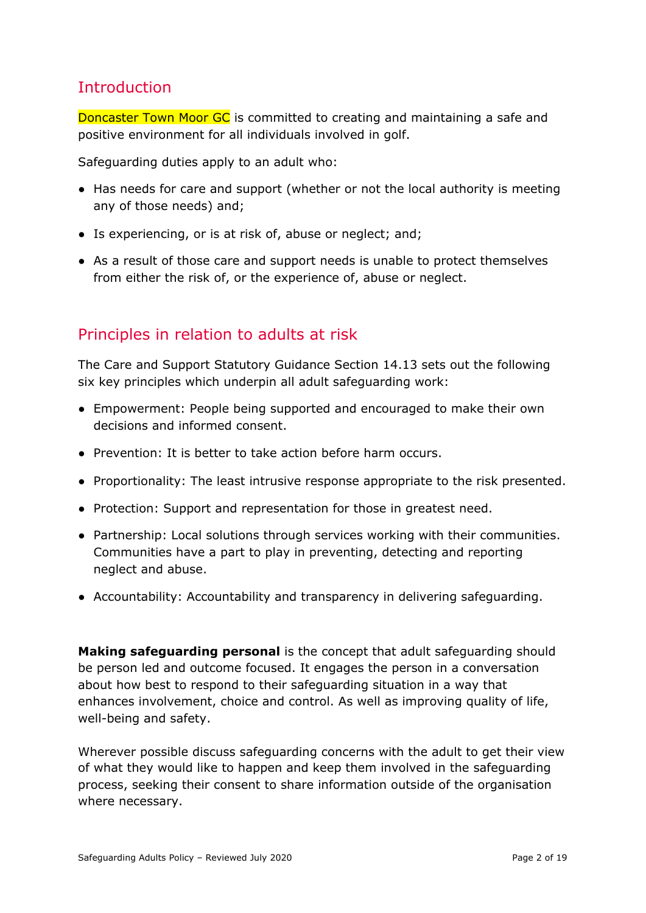## Introduction

Doncaster Town Moor GC is committed to creating and maintaining a safe and positive environment for all individuals involved in golf.

Safeguarding duties apply to an adult who:

- Has needs for care and support (whether or not the local authority is meeting any of those needs) and;
- Is experiencing, or is at risk of, abuse or neglect; and;
- As a result of those care and support needs is unable to protect themselves from either the risk of, or the experience of, abuse or neglect.

## Principles in relation to adults at risk

The Care and Support Statutory Guidance Section 14.13 sets out the following six key principles which underpin all adult safeguarding work:

- Empowerment: People being supported and encouraged to make their own decisions and informed consent.
- Prevention: It is better to take action before harm occurs.
- Proportionality: The least intrusive response appropriate to the risk presented.
- Protection: Support and representation for those in greatest need.
- Partnership: Local solutions through services working with their communities. Communities have a part to play in preventing, detecting and reporting neglect and abuse.
- Accountability: Accountability and transparency in delivering safeguarding.

**Making safeguarding personal** is the concept that adult safeguarding should be person led and outcome focused. It engages the person in a conversation about how best to respond to their safeguarding situation in a way that enhances involvement, choice and control. As well as improving quality of life, well-being and safety.

Wherever possible discuss safeguarding concerns with the adult to get their view of what they would like to happen and keep them involved in the safeguarding process, seeking their consent to share information outside of the organisation where necessary.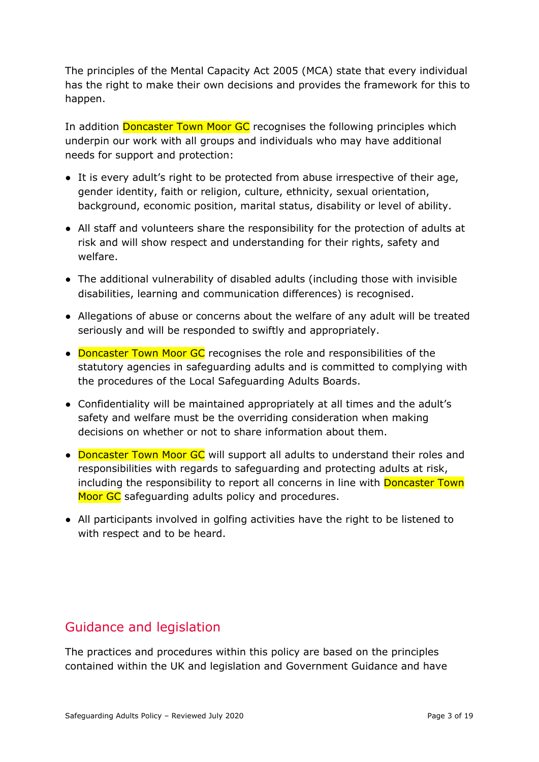The principles of the Mental Capacity Act 2005 (MCA) state that every individual has the right to make their own decisions and provides the framework for this to happen.

In addition Doncaster Town Moor GC recognises the following principles which underpin our work with all groups and individuals who may have additional needs for support and protection:

- It is every adult's right to be protected from abuse irrespective of their age, gender identity, faith or religion, culture, ethnicity, sexual orientation, background, economic position, marital status, disability or level of ability.
- All staff and volunteers share the responsibility for the protection of adults at risk and will show respect and understanding for their rights, safety and welfare.
- The additional vulnerability of disabled adults (including those with invisible disabilities, learning and communication differences) is recognised.
- Allegations of abuse or concerns about the welfare of any adult will be treated seriously and will be responded to swiftly and appropriately.
- Doncaster Town Moor GC recognises the role and responsibilities of the statutory agencies in safeguarding adults and is committed to complying with the procedures of the Local Safeguarding Adults Boards.
- Confidentiality will be maintained appropriately at all times and the adult's safety and welfare must be the overriding consideration when making decisions on whether or not to share information about them.
- Doncaster Town Moor GC will support all adults to understand their roles and responsibilities with regards to safeguarding and protecting adults at risk, including the responsibility to report all concerns in line with Doncaster Town Moor GC safeguarding adults policy and procedures.
- All participants involved in golfing activities have the right to be listened to with respect and to be heard.

## Guidance and legislation

The practices and procedures within this policy are based on the principles contained within the UK and legislation and Government Guidance and have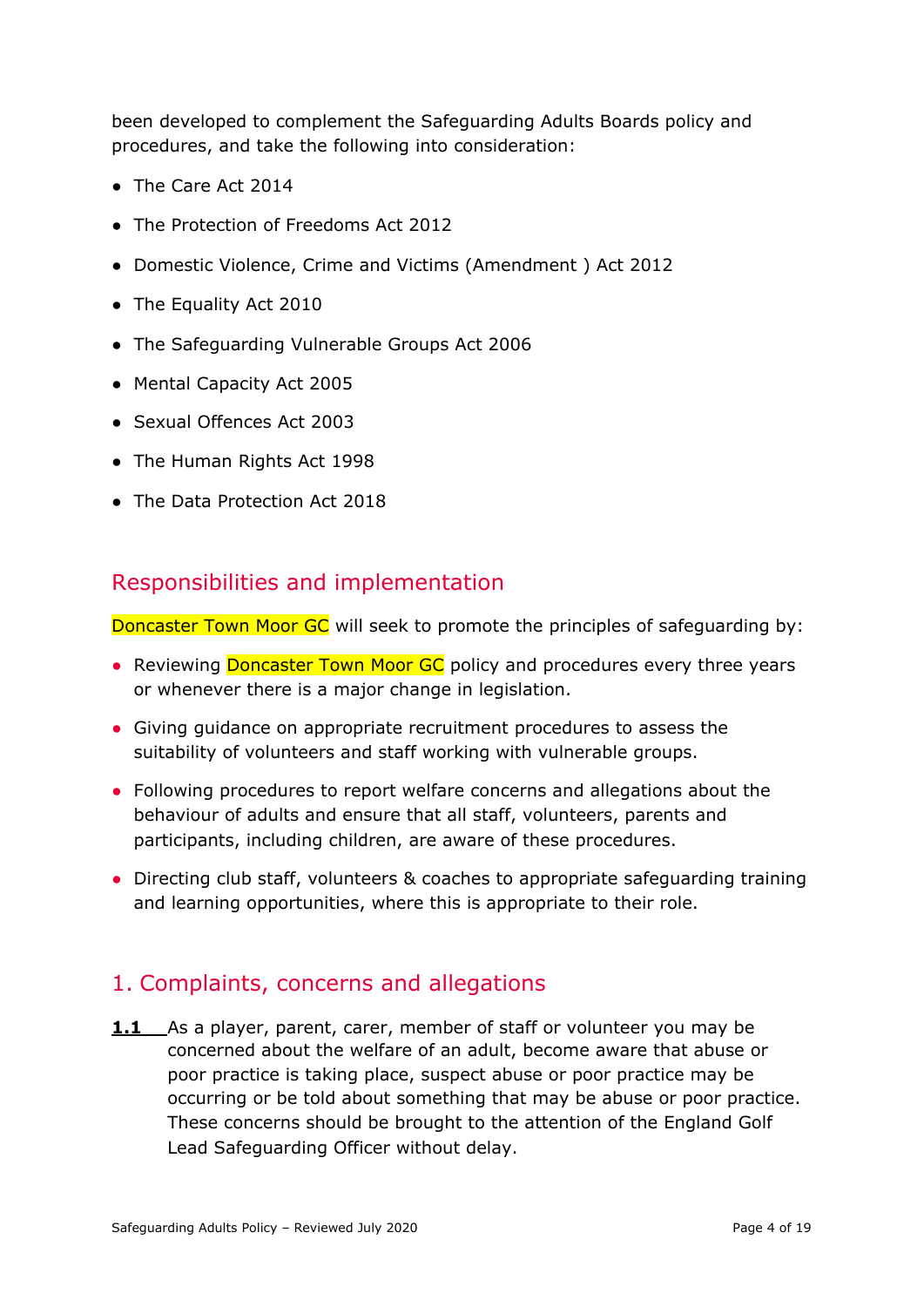been developed to complement the Safeguarding Adults Boards policy and procedures, and take the following into consideration:

- The Care Act 2014
- The Protection of Freedoms Act 2012
- Domestic Violence, Crime and Victims (Amendment ) Act 2012
- The Equality Act 2010
- The Safeguarding Vulnerable Groups Act 2006
- Mental Capacity Act 2005
- Sexual Offences Act 2003
- The Human Rights Act 1998
- The Data Protection Act 2018

## Responsibilities and implementation

Doncaster Town Moor GC will seek to promote the principles of safeguarding by:

- Reviewing Doncaster Town Moor GC policy and procedures every three years or whenever there is a major change in legislation.
- Giving guidance on appropriate recruitment procedures to assess the suitability of volunteers and staff working with vulnerable groups.
- Following procedures to report welfare concerns and allegations about the behaviour of adults and ensure that all staff, volunteers, parents and participants, including children, are aware of these procedures.
- Directing club staff, volunteers & coaches to appropriate safeguarding training and learning opportunities, where this is appropriate to their role.

## 1. Complaints, concerns and allegations

**1.1** As a player, parent, carer, member of staff or volunteer you may be concerned about the welfare of an adult, become aware that abuse or poor practice is taking place, suspect abuse or poor practice may be occurring or be told about something that may be abuse or poor practice. These concerns should be brought to the attention of the England Golf Lead Safeguarding Officer without delay.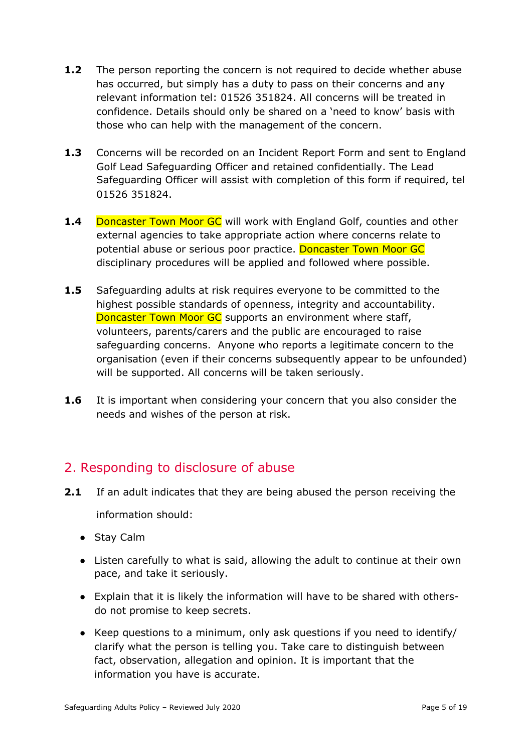**1.2** The person reporting the concern is not required to decide whether abuse has occurred, but simply has a duty to pass on their concerns and any relevant information tel: 01526 351824. All concerns will be treated in confidence. Details should only be shared on a 'need to know' basis with those who can help with the management of the concern.

**1.3** Concerns will be recorded on an Incident Report Form and sent to England Golf Lead Safeguarding Officer and retained confidentially. The Lead Safeguarding Officer will assist with completion of this form if required, tel 01526 351824.

**1.4** Doncaster Town Moor GC will work with England Golf, counties and other external agencies to take appropriate action where concerns relate to potential abuse or serious poor practice. Doncaster Town Moor GC disciplinary procedures will be applied and followed where possible.

**1.5** Safeguarding adults at risk requires everyone to be committed to the highest possible standards of openness, integrity and accountability. Doncaster Town Moor GC supports an environment where staff, volunteers, parents/carers and the public are encouraged to raise safeguarding concerns. Anyone who reports a legitimate concern to the organisation (even if their concerns subsequently appear to be unfounded) will be supported. All concerns will be taken seriously.

**1.6** It is important when considering your concern that you also consider the needs and wishes of the person at risk.

## 2. Responding to disclosure of abuse

**2.1** If an adult indicates that they are being abused the person receiving the information should:

- Stay Calm
- Listen carefully to what is said, allowing the adult to continue at their own pace, and take it seriously.
- Explain that it is likely the information will have to be shared with others- do not promise to keep secrets.
- Keep questions to a minimum, only ask questions if you need to identify/ clarify what the person is telling you. Take care to distinguish between fact, observation, allegation and opinion. It is important that the information you have is accurate.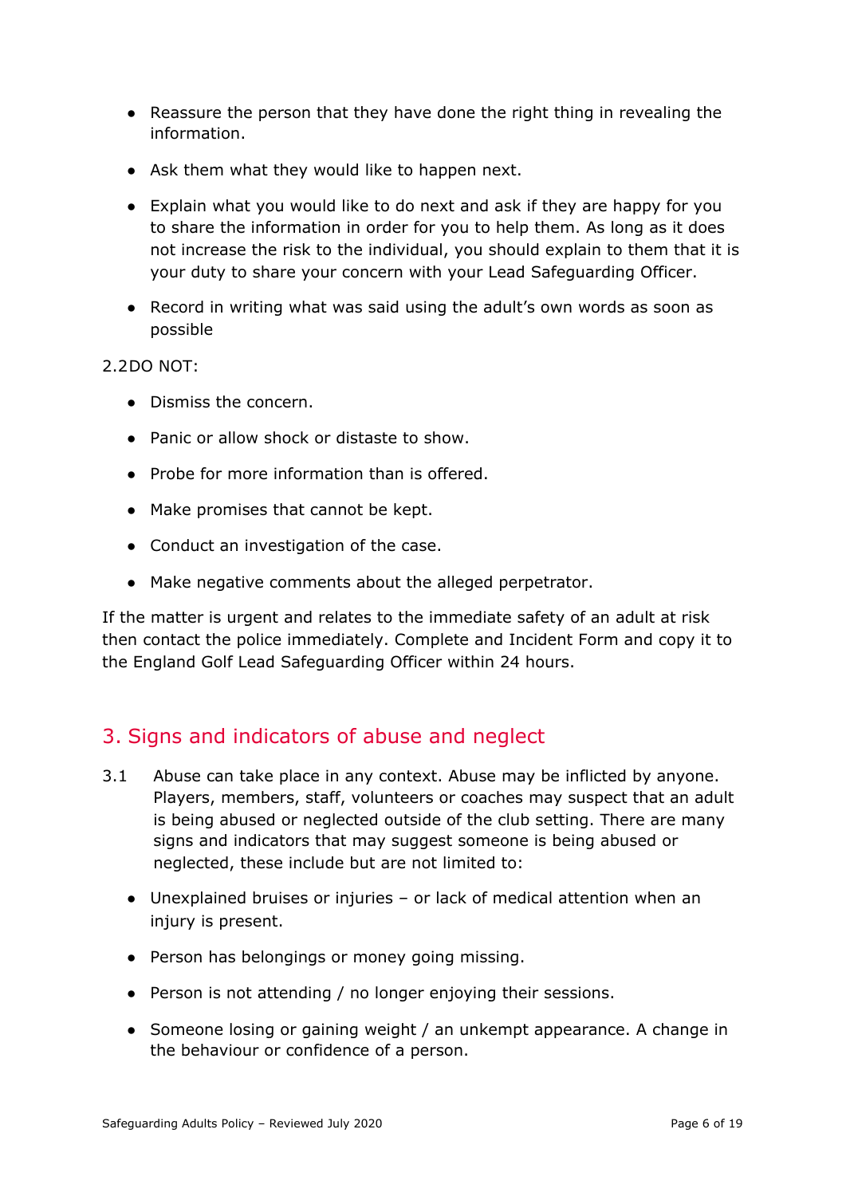- Reassure the person that they have done the right thing in revealing the information.
- Ask them what they would like to happen next.
- Explain what you would like to do next and ask if they are happy for you to share the information in order for you to help them. As long as it does not increase the risk to the individual, you should explain to them that it is your duty to share your concern with your Lead Safeguarding Officer.
- Record in writing what was said using the adult's own words as soon as possible

2.2DO NOT:

- Dismiss the concern.
- Panic or allow shock or distaste to show.
- Probe for more information than is offered.
- Make promises that cannot be kept.
- Conduct an investigation of the case.
- Make negative comments about the alleged perpetrator.

If the matter is urgent and relates to the immediate safety of an adult at risk then contact the police immediately. Complete and Incident Form and copy it to the England Golf Lead Safeguarding Officer within 24 hours.

## 3. Signs and indicators of abuse and neglect

3.1 Abuse can take place in any context. Abuse may be inflicted by anyone. Players, members, staff, volunteers or coaches may suspect that an adult is being abused or neglected outside of the club setting. There are many signs and indicators that may suggest someone is being abused or neglected, these include but are not limited to:

- Unexplained bruises or injuries – or lack of medical attention when an injury is present.
- Person has belongings or money going missing.
- Person is not attending / no longer enjoying their sessions.
- Someone losing or gaining weight / an unkempt appearance. A change in the behaviour or confidence of a person.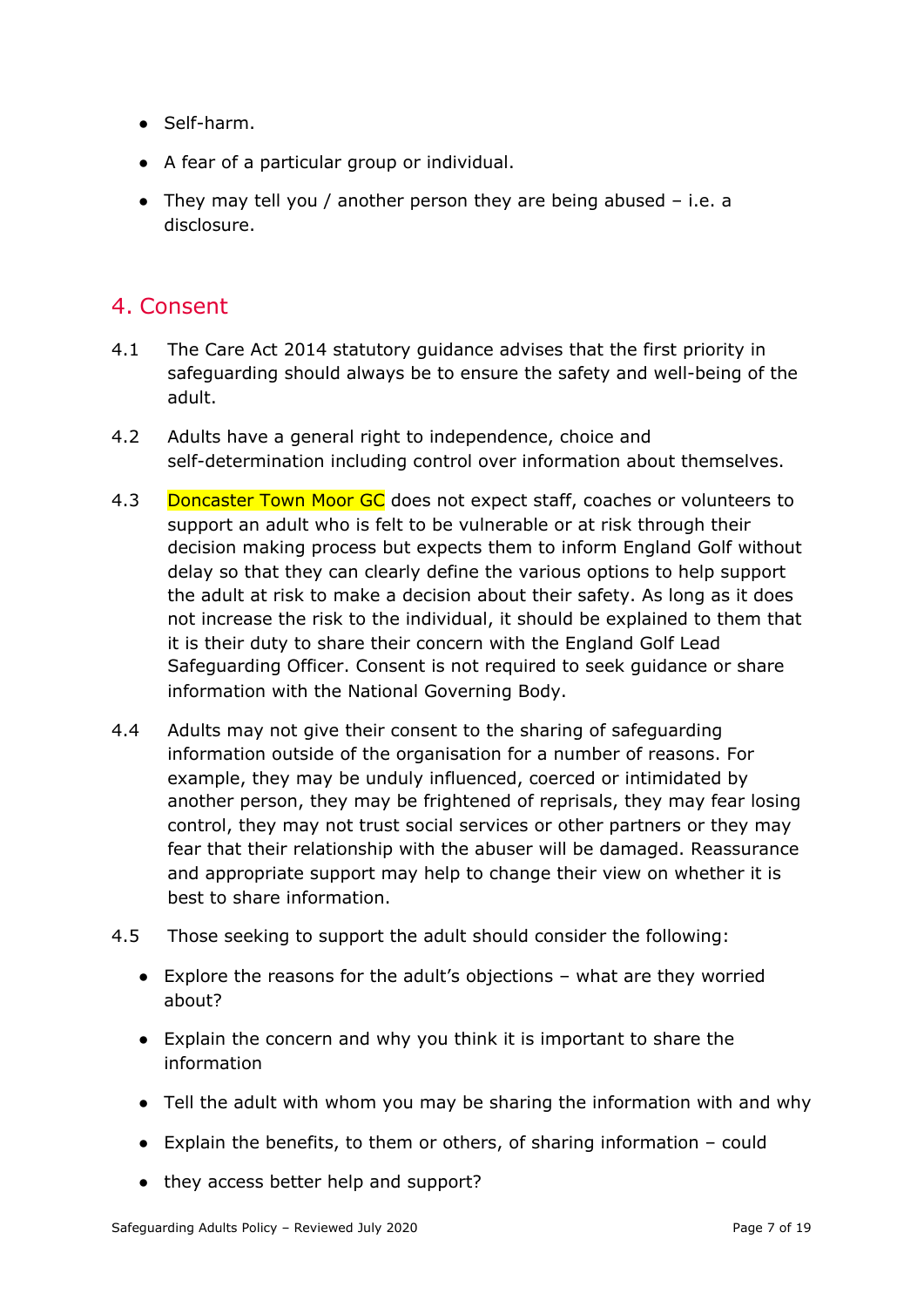- Self-harm.
- A fear of a particular group or individual.
- They may tell you / another person they are being abused – i.e. a disclosure.

## 4. Consent

4.1 The Care Act 2014 statutory guidance advises that the first priority in safeguarding should always be to ensure the safety and well-being of the adult.

4.2 Adults have a general right to independence, choice and self-determination including control over information about themselves.

4.3 Doncaster Town Moor GC does not expect staff, coaches or volunteers to support an adult who is felt to be vulnerable or at risk through their decision making process but expects them to inform England Golf without delay so that they can clearly define the various options to help support the adult at risk to make a decision about their safety. As long as it does not increase the risk to the individual, it should be explained to them that it is their duty to share their concern with the England Golf Lead Safeguarding Officer. Consent is not required to seek guidance or share information with the National Governing Body.

4.4 Adults may not give their consent to the sharing of safeguarding information outside of the organisation for a number of reasons. For example, they may be unduly influenced, coerced or intimidated by another person, they may be frightened of reprisals, they may fear losing control, they may not trust social services or other partners or they may fear that their relationship with the abuser will be damaged. Reassurance and appropriate support may help to change their view on whether it is best to share information.

4.5 Those seeking to support the adult should consider the following:

- Explore the reasons for the adult's objections – what are they worried about?
- Explain the concern and why you think it is important to share the information
- Tell the adult with whom you may be sharing the information with and why
- Explain the benefits, to them or others, of sharing information – could
- they access better help and support?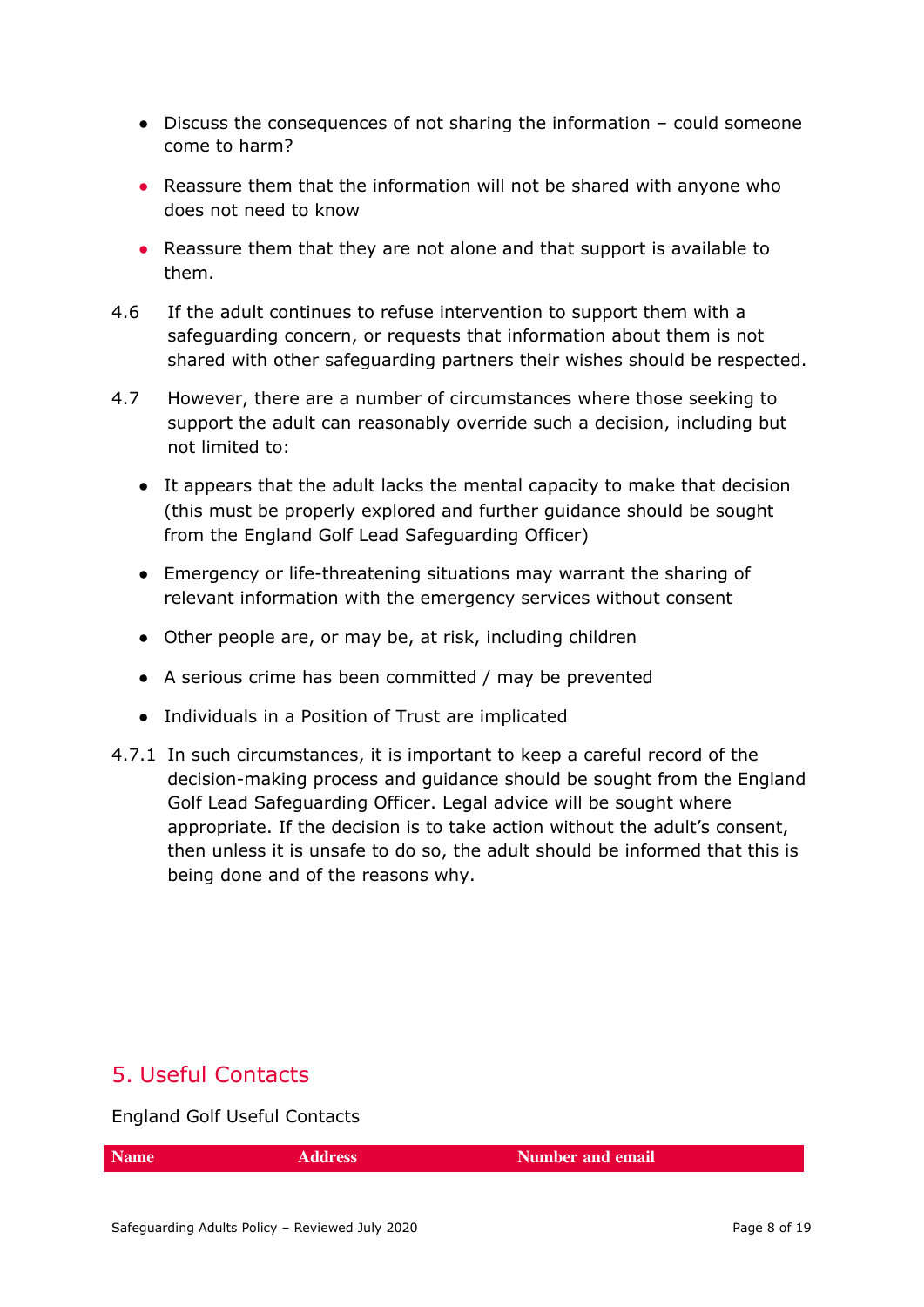- Discuss the consequences of not sharing the information – could someone come to harm?
- Reassure them that the information will not be shared with anyone who does not need to know
- Reassure them that they are not alone and that support is available to them.

4.6 If the adult continues to refuse intervention to support them with a safeguarding concern, or requests that information about them is not shared with other safeguarding partners their wishes should be respected.

4.7 However, there are a number of circumstances where those seeking to support the adult can reasonably override such a decision, including but not limited to:

- It appears that the adult lacks the mental capacity to make that decision (this must be properly explored and further guidance should be sought from the England Golf Lead Safeguarding Officer)
- Emergency or life-threatening situations may warrant the sharing of relevant information with the emergency services without consent
- Other people are, or may be, at risk, including children
- A serious crime has been committed / may be prevented
- Individuals in a Position of Trust are implicated

4.7.1 In such circumstances, it is important to keep a careful record of the decision-making process and guidance should be sought from the England Golf Lead Safeguarding Officer. Legal advice will be sought where appropriate. If the decision is to take action without the adult's consent, then unless it is unsafe to do so, the adult should be informed that this is being done and of the reasons why.

## 5. Useful Contacts

England Golf Useful Contacts

| Name | Address | Number and email |
| --- | --- | --- |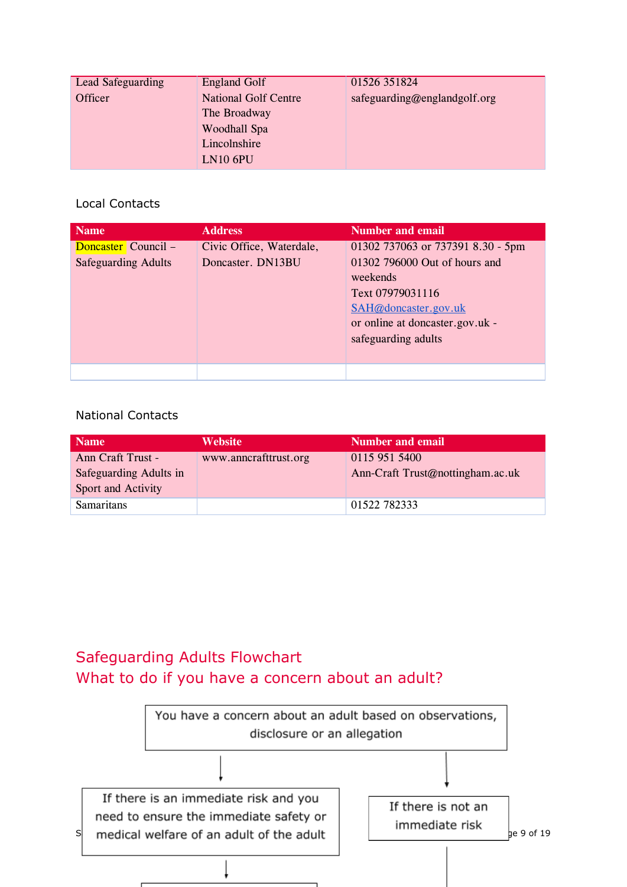| Lead Safeguarding Officer | England Golf<br>National Golf Centre<br>The Broadway<br>Woodhall Spa<br>Lincolnshire<br>LN10 6PU | 01526 351824<br>safeguarding@englandgolf.org |
|---|---|---|

Local Contacts

| Name | Address | Number and email |
|---|---|---|
| Doncaster Council – Safeguarding Adults | Civic Office, Waterdale, Doncaster. DN13BU | 01302 737063 or 737391 8.30 - 5pm<br>01302 796000 Out of hours and weekends<br>Text 07979031116<br>SAH@doncaster.gov.uk<br>or online at doncaster.gov.uk - safeguarding adults |
| | | |

National Contacts

| Name | Website | Number and email |
|---|---|---|
| Ann Craft Trust - Safeguarding Adults in Sport and Activity | www.anncrafttrust.org | 0115 951 5400<br>Ann-Craft Trust@nottingham.ac.uk |
| Samaritans | | 01522 782333 |

## Safeguarding Adults Flowchart
## What to do if you have a concern about an adult?

You have a concern about an adult based on observations, disclosure or an allegation

↓

If there is an immediate risk and you need to ensure the immediate safety or medical welfare of an adult of the adult

If there is not an immediate risk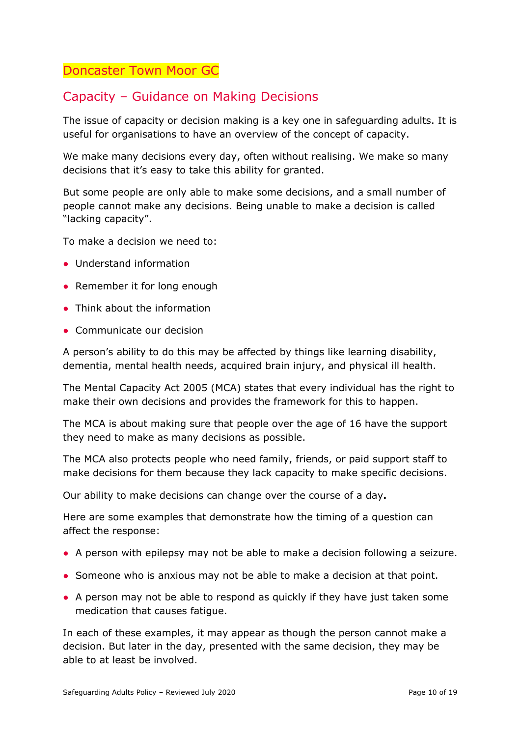## Doncaster Town Moor GC

## Capacity – Guidance on Making Decisions

The issue of capacity or decision making is a key one in safeguarding adults. It is useful for organisations to have an overview of the concept of capacity.

We make many decisions every day, often without realising. We make so many decisions that it's easy to take this ability for granted.

But some people are only able to make some decisions, and a small number of people cannot make any decisions. Being unable to make a decision is called "lacking capacity".

To make a decision we need to:

- Understand information
- Remember it for long enough
- Think about the information
- Communicate our decision

A person's ability to do this may be affected by things like learning disability, dementia, mental health needs, acquired brain injury, and physical ill health.

The Mental Capacity Act 2005 (MCA) states that every individual has the right to make their own decisions and provides the framework for this to happen.

The MCA is about making sure that people over the age of 16 have the support they need to make as many decisions as possible.

The MCA also protects people who need family, friends, or paid support staff to make decisions for them because they lack capacity to make specific decisions.

Our ability to make decisions can change over the course of a day**.**

Here are some examples that demonstrate how the timing of a question can affect the response:

- A person with epilepsy may not be able to make a decision following a seizure.
- Someone who is anxious may not be able to make a decision at that point.
- A person may not be able to respond as quickly if they have just taken some medication that causes fatigue.

In each of these examples, it may appear as though the person cannot make a decision. But later in the day, presented with the same decision, they may be able to at least be involved.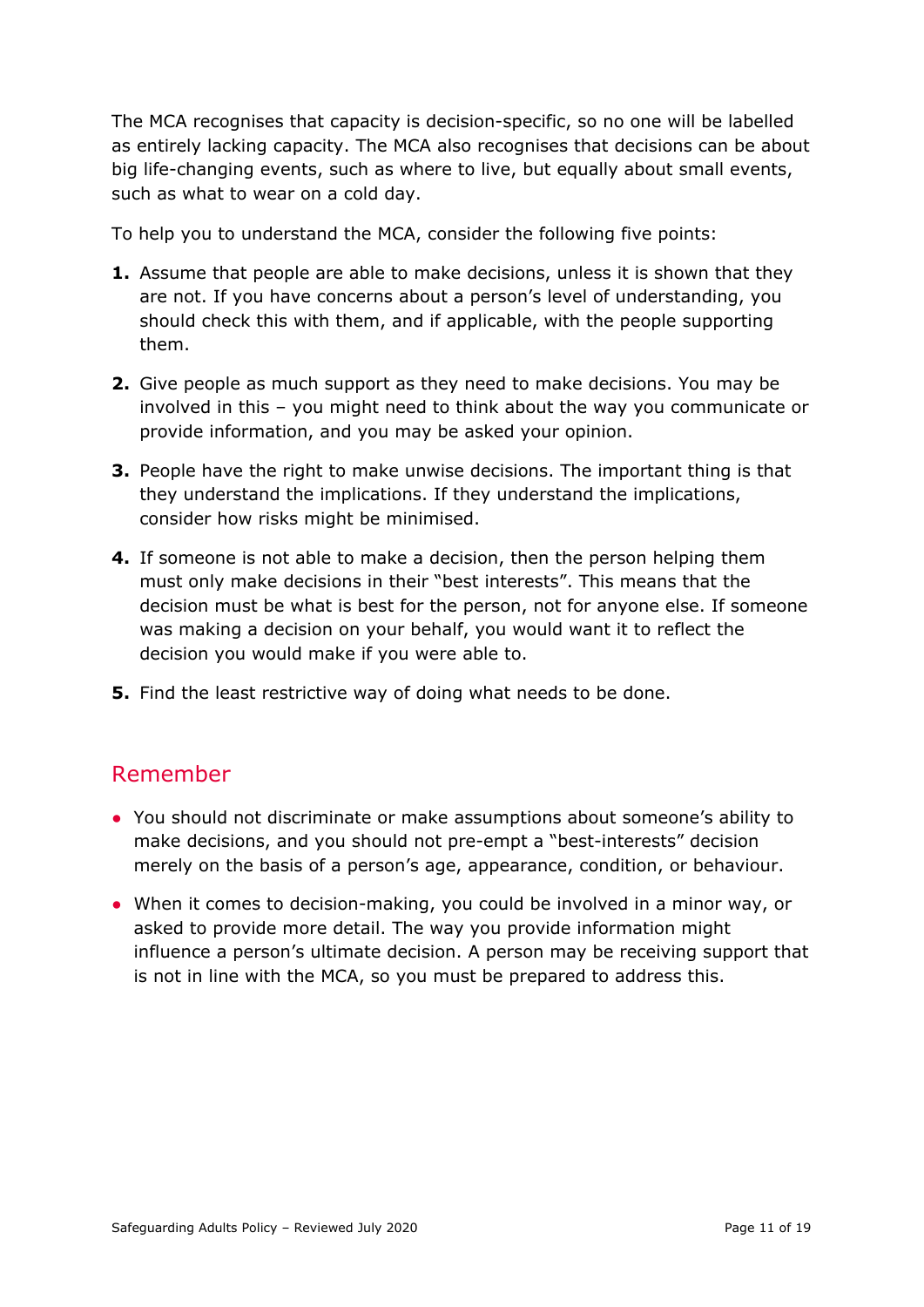The MCA recognises that capacity is decision-specific, so no one will be labelled as entirely lacking capacity. The MCA also recognises that decisions can be about big life-changing events, such as where to live, but equally about small events, such as what to wear on a cold day.

To help you to understand the MCA, consider the following five points:

1. Assume that people are able to make decisions, unless it is shown that they are not. If you have concerns about a person's level of understanding, you should check this with them, and if applicable, with the people supporting them.
2. Give people as much support as they need to make decisions. You may be involved in this – you might need to think about the way you communicate or provide information, and you may be asked your opinion.
3. People have the right to make unwise decisions. The important thing is that they understand the implications. If they understand the implications, consider how risks might be minimised.
4. If someone is not able to make a decision, then the person helping them must only make decisions in their "best interests". This means that the decision must be what is best for the person, not for anyone else. If someone was making a decision on your behalf, you would want it to reflect the decision you would make if you were able to.
5. Find the least restrictive way of doing what needs to be done.

## Remember

- You should not discriminate or make assumptions about someone's ability to make decisions, and you should not pre-empt a "best-interests" decision merely on the basis of a person's age, appearance, condition, or behaviour.
- When it comes to decision-making, you could be involved in a minor way, or asked to provide more detail. The way you provide information might influence a person's ultimate decision. A person may be receiving support that is not in line with the MCA, so you must be prepared to address this.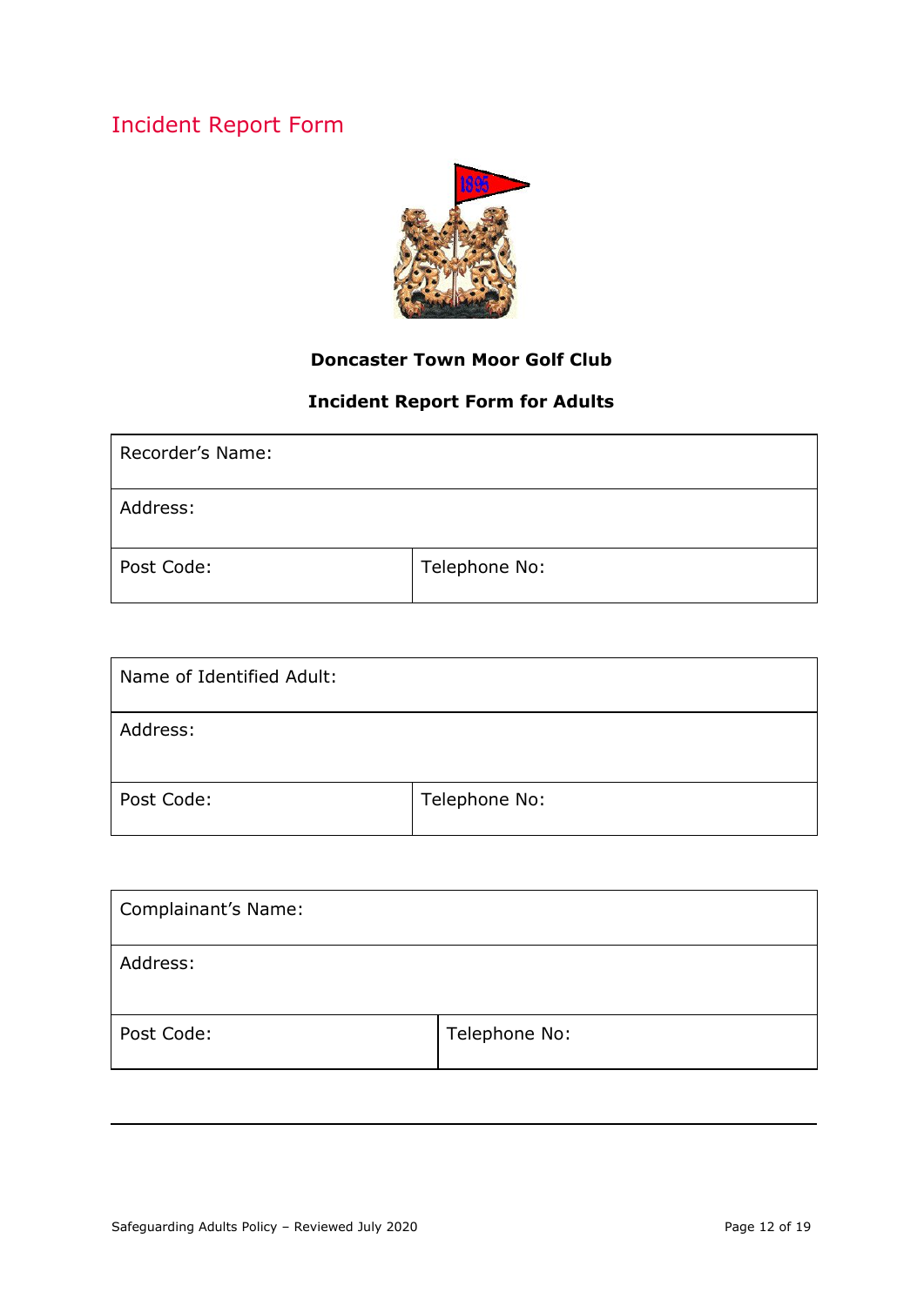# Incident Report Form

**Doncaster Town Moor Golf Club**

**Incident Report Form for Adults**

| Recorder's Name: | |
|---|---|
| Address: | |
| Post Code: | Telephone No: |

| Name of Identified Adult: | |
|---|---|
| Address: | |
| Post Code: | Telephone No: |

| Complainant's Name: | |
|---|---|
| Address: | |
| Post Code: | Telephone No: |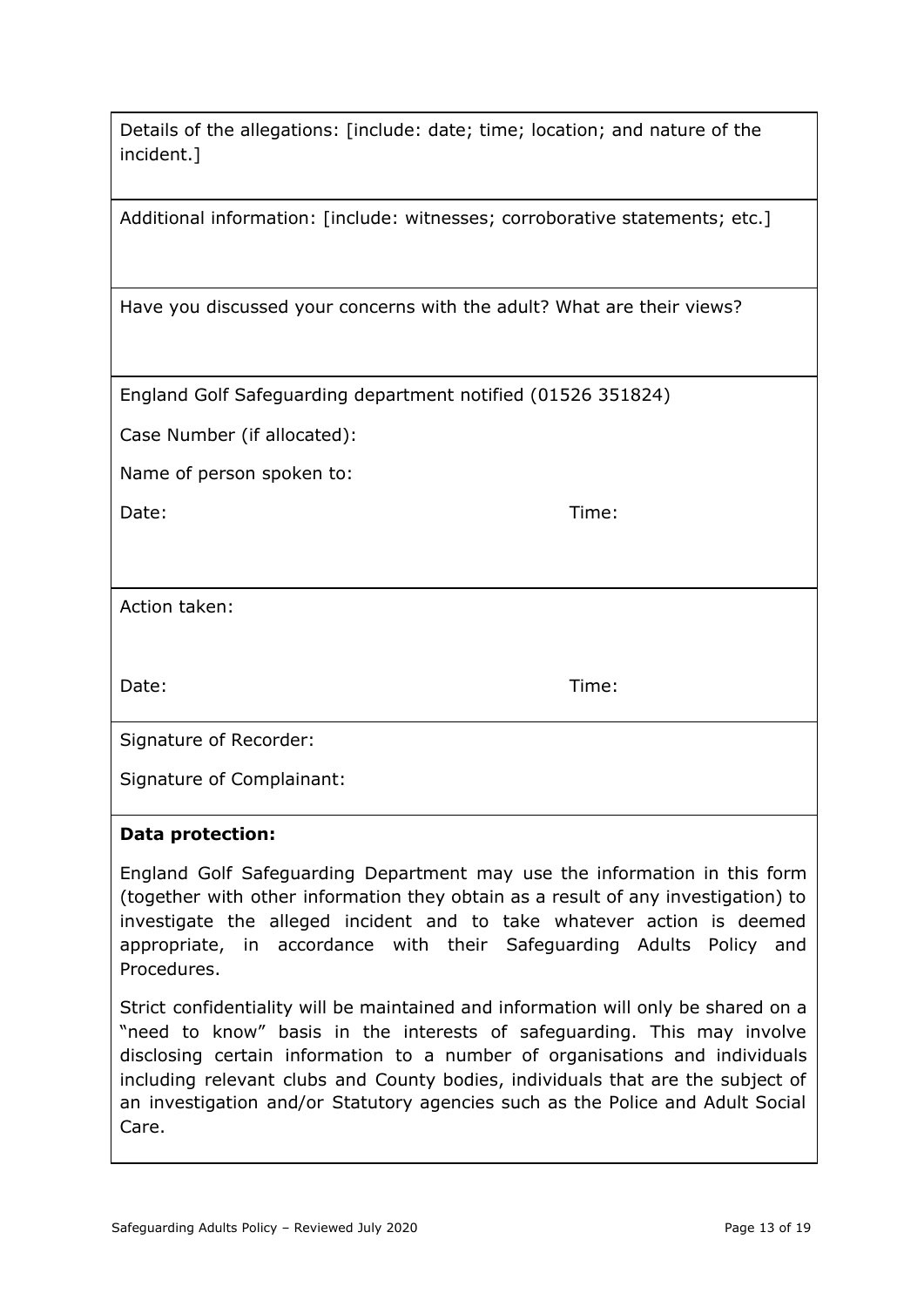Details of the allegations: [include: date; time; location; and nature of the incident.]

Additional information: [include: witnesses; corroborative statements; etc.]

Have you discussed your concerns with the adult? What are their views?

England Golf Safeguarding department notified (01526 351824)

Case Number (if allocated):

Name of person spoken to:

Date: Time:

Action taken:

Date: Time:

Signature of Recorder:

Signature of Complainant:

**Data protection:**

England Golf Safeguarding Department may use the information in this form (together with other information they obtain as a result of any investigation) to investigate the alleged incident and to take whatever action is deemed appropriate, in accordance with their Safeguarding Adults Policy and Procedures.

Strict confidentiality will be maintained and information will only be shared on a "need to know" basis in the interests of safeguarding. This may involve disclosing certain information to a number of organisations and individuals including relevant clubs and County bodies, individuals that are the subject of an investigation and/or Statutory agencies such as the Police and Adult Social Care.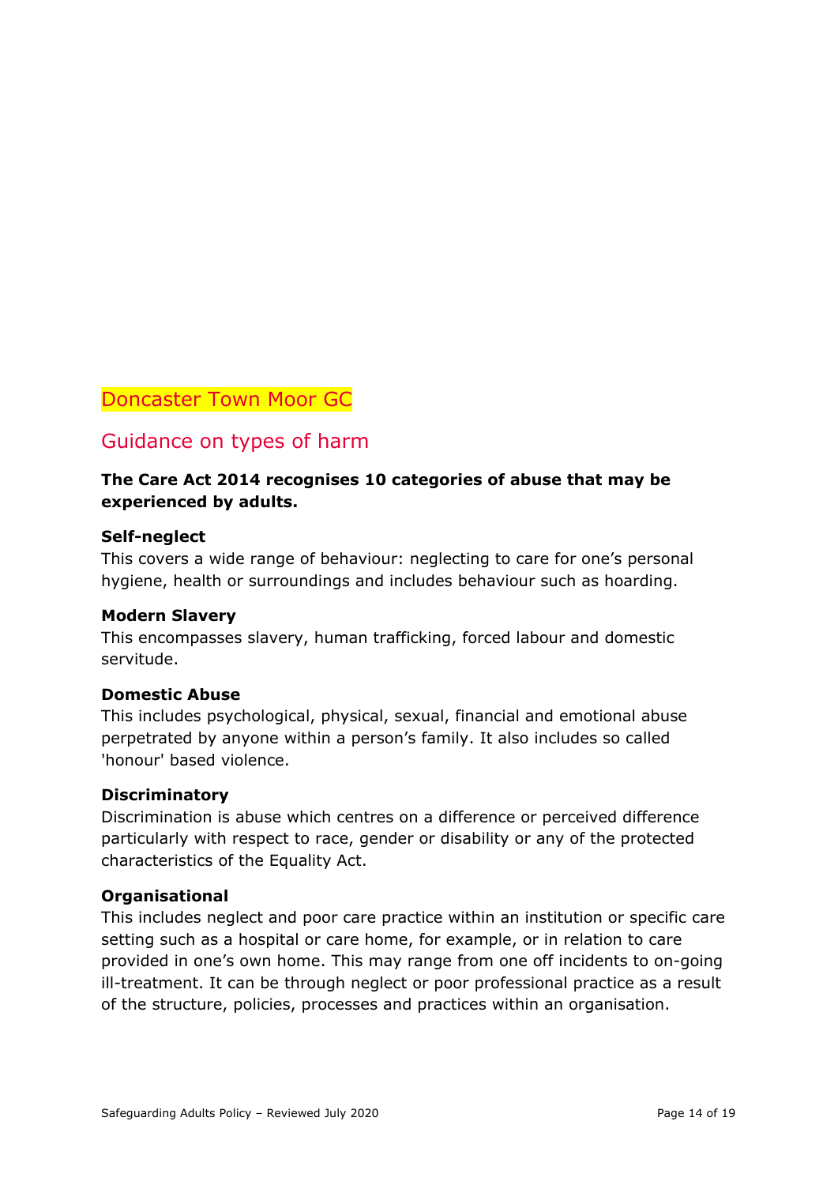# Doncaster Town Moor GC

## Guidance on types of harm

**The Care Act 2014 recognises 10 categories of abuse that may be experienced by adults.**

**Self-neglect**

This covers a wide range of behaviour: neglecting to care for one's personal hygiene, health or surroundings and includes behaviour such as hoarding.

**Modern Slavery**

This encompasses slavery, human trafficking, forced labour and domestic servitude.

**Domestic Abuse**

This includes psychological, physical, sexual, financial and emotional abuse perpetrated by anyone within a person's family. It also includes so called 'honour' based violence.

**Discriminatory**

Discrimination is abuse which centres on a difference or perceived difference particularly with respect to race, gender or disability or any of the protected characteristics of the Equality Act.

**Organisational**

This includes neglect and poor care practice within an institution or specific care setting such as a hospital or care home, for example, or in relation to care provided in one's own home. This may range from one off incidents to on-going ill-treatment. It can be through neglect or poor professional practice as a result of the structure, policies, processes and practices within an organisation.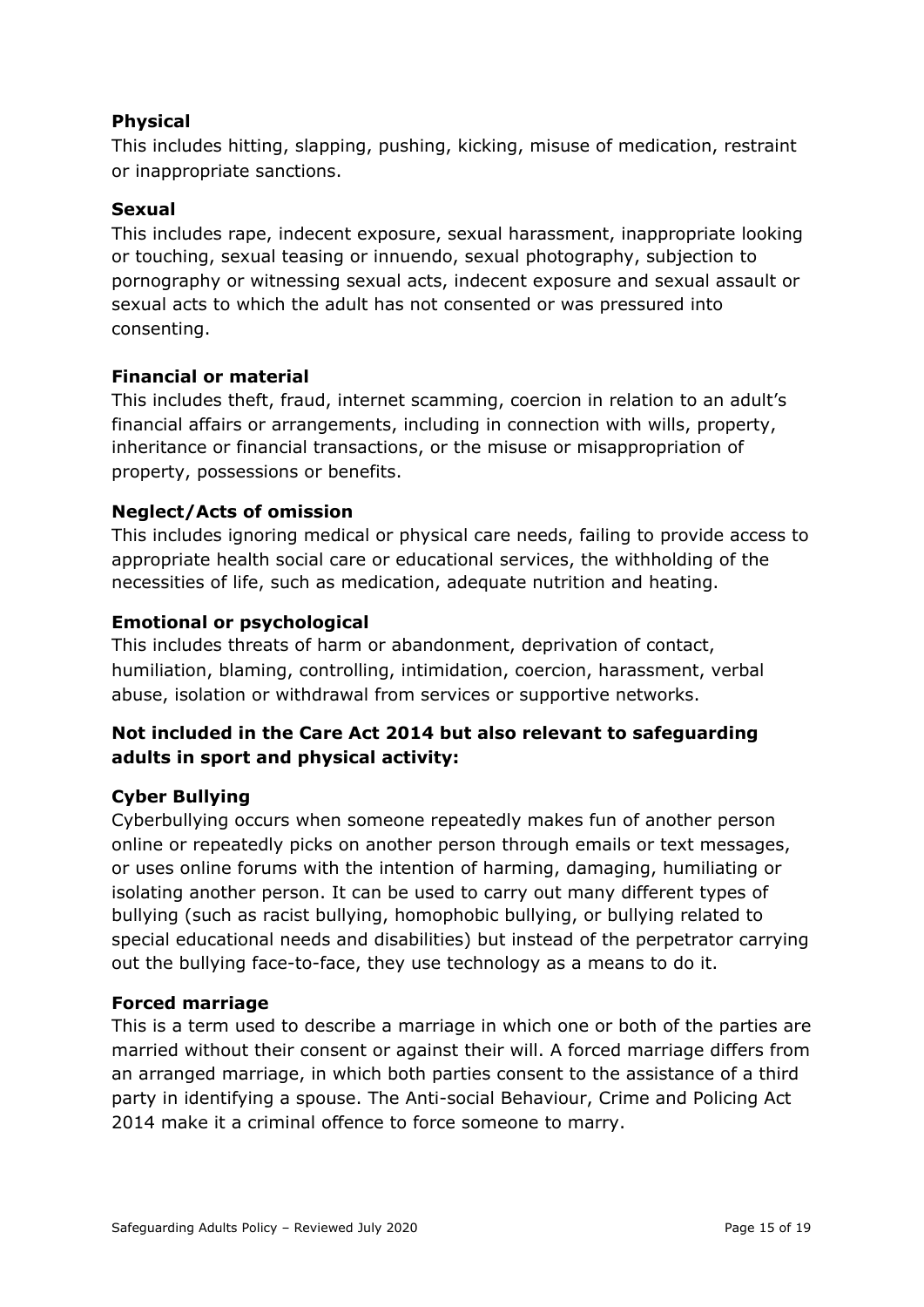**Physical**

This includes hitting, slapping, pushing, kicking, misuse of medication, restraint or inappropriate sanctions.

**Sexual**

This includes rape, indecent exposure, sexual harassment, inappropriate looking or touching, sexual teasing or innuendo, sexual photography, subjection to pornography or witnessing sexual acts, indecent exposure and sexual assault or sexual acts to which the adult has not consented or was pressured into consenting.

**Financial or material**

This includes theft, fraud, internet scamming, coercion in relation to an adult's financial affairs or arrangements, including in connection with wills, property, inheritance or financial transactions, or the misuse or misappropriation of property, possessions or benefits.

**Neglect/Acts of omission**

This includes ignoring medical or physical care needs, failing to provide access to appropriate health social care or educational services, the withholding of the necessities of life, such as medication, adequate nutrition and heating.

**Emotional or psychological**

This includes threats of harm or abandonment, deprivation of contact, humiliation, blaming, controlling, intimidation, coercion, harassment, verbal abuse, isolation or withdrawal from services or supportive networks.

**Not included in the Care Act 2014 but also relevant to safeguarding adults in sport and physical activity:**

**Cyber Bullying**

Cyberbullying occurs when someone repeatedly makes fun of another person online or repeatedly picks on another person through emails or text messages, or uses online forums with the intention of harming, damaging, humiliating or isolating another person. It can be used to carry out many different types of bullying (such as racist bullying, homophobic bullying, or bullying related to special educational needs and disabilities) but instead of the perpetrator carrying out the bullying face-to-face, they use technology as a means to do it.

**Forced marriage**

This is a term used to describe a marriage in which one or both of the parties are married without their consent or against their will. A forced marriage differs from an arranged marriage, in which both parties consent to the assistance of a third party in identifying a spouse. The Anti-social Behaviour, Crime and Policing Act 2014 make it a criminal offence to force someone to marry.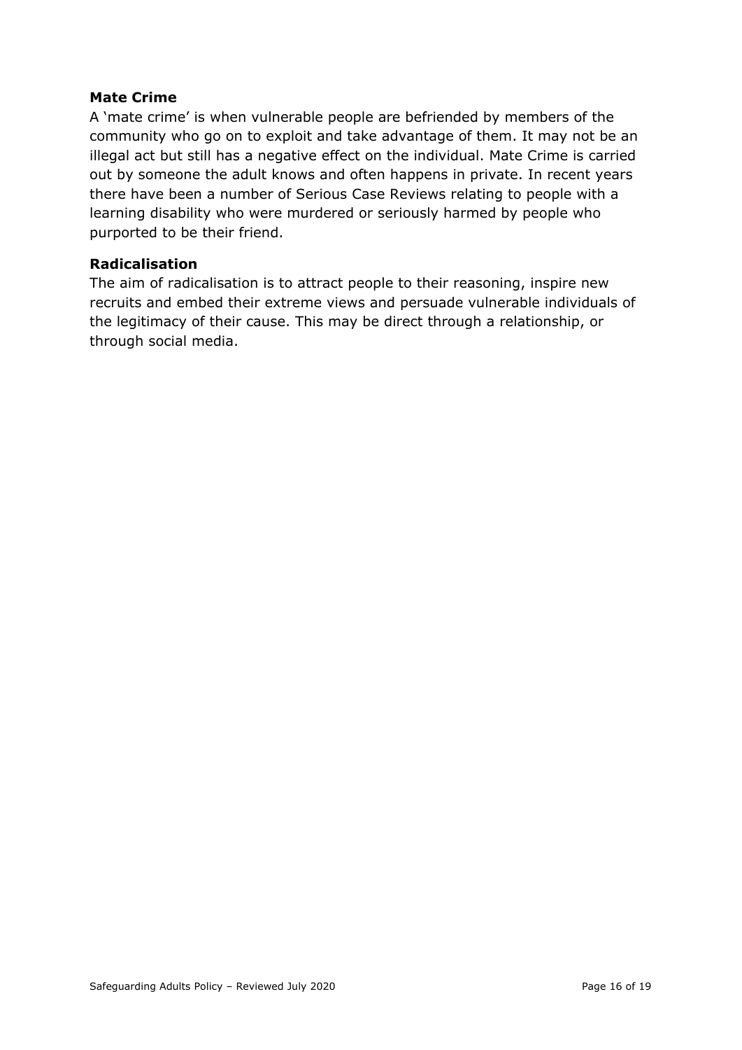**Mate Crime**

A 'mate crime' is when vulnerable people are befriended by members of the community who go on to exploit and take advantage of them. It may not be an illegal act but still has a negative effect on the individual. Mate Crime is carried out by someone the adult knows and often happens in private. In recent years there have been a number of Serious Case Reviews relating to people with a learning disability who were murdered or seriously harmed by people who purported to be their friend.

**Radicalisation**

The aim of radicalisation is to attract people to their reasoning, inspire new recruits and embed their extreme views and persuade vulnerable individuals of the legitimacy of their cause. This may be direct through a relationship, or through social media.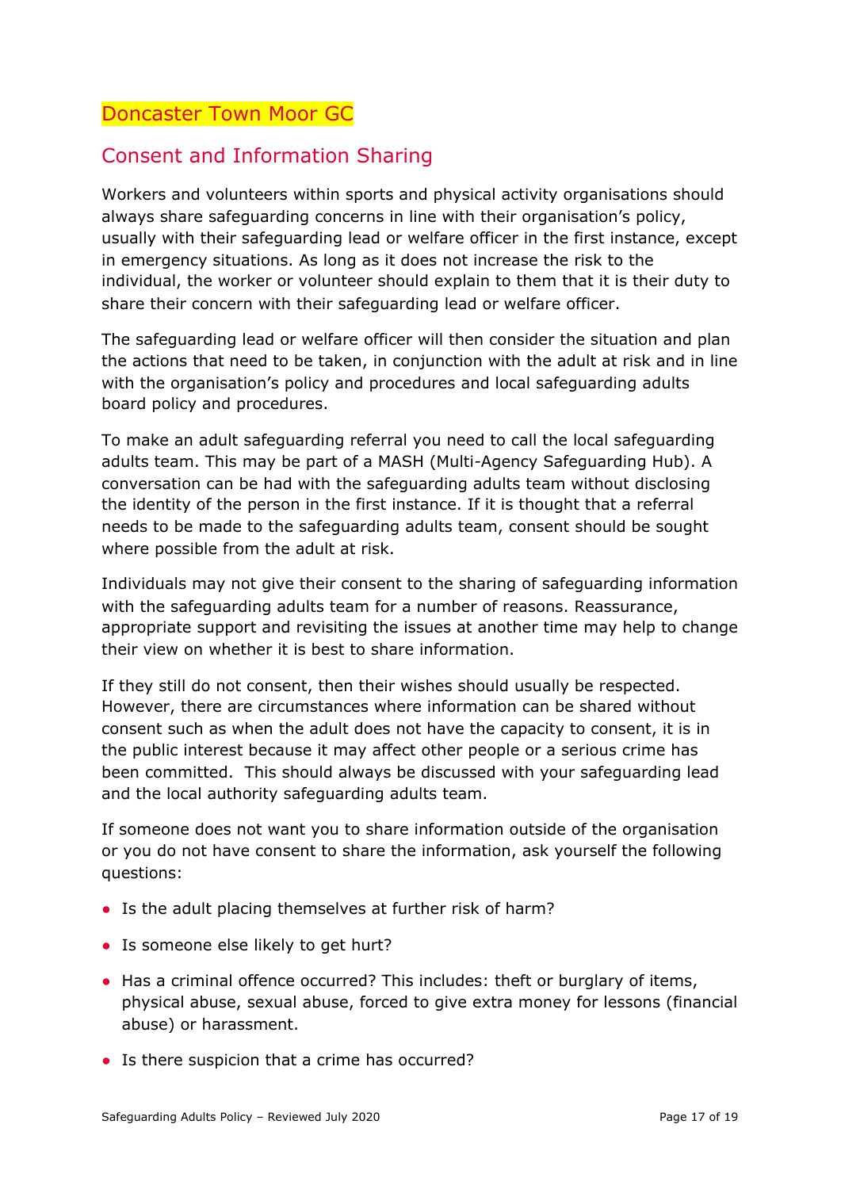## Doncaster Town Moor GC

## Consent and Information Sharing

Workers and volunteers within sports and physical activity organisations should always share safeguarding concerns in line with their organisation's policy, usually with their safeguarding lead or welfare officer in the first instance, except in emergency situations. As long as it does not increase the risk to the individual, the worker or volunteer should explain to them that it is their duty to share their concern with their safeguarding lead or welfare officer.

The safeguarding lead or welfare officer will then consider the situation and plan the actions that need to be taken, in conjunction with the adult at risk and in line with the organisation's policy and procedures and local safeguarding adults board policy and procedures.

To make an adult safeguarding referral you need to call the local safeguarding adults team. This may be part of a MASH (Multi-Agency Safeguarding Hub). A conversation can be had with the safeguarding adults team without disclosing the identity of the person in the first instance. If it is thought that a referral needs to be made to the safeguarding adults team, consent should be sought where possible from the adult at risk.

Individuals may not give their consent to the sharing of safeguarding information with the safeguarding adults team for a number of reasons. Reassurance, appropriate support and revisiting the issues at another time may help to change their view on whether it is best to share information.

If they still do not consent, then their wishes should usually be respected. However, there are circumstances where information can be shared without consent such as when the adult does not have the capacity to consent, it is in the public interest because it may affect other people or a serious crime has been committed. This should always be discussed with your safeguarding lead and the local authority safeguarding adults team.

If someone does not want you to share information outside of the organisation or you do not have consent to share the information, ask yourself the following questions:

- Is the adult placing themselves at further risk of harm?
- Is someone else likely to get hurt?
- Has a criminal offence occurred? This includes: theft or burglary of items, physical abuse, sexual abuse, forced to give extra money for lessons (financial abuse) or harassment.
- Is there suspicion that a crime has occurred?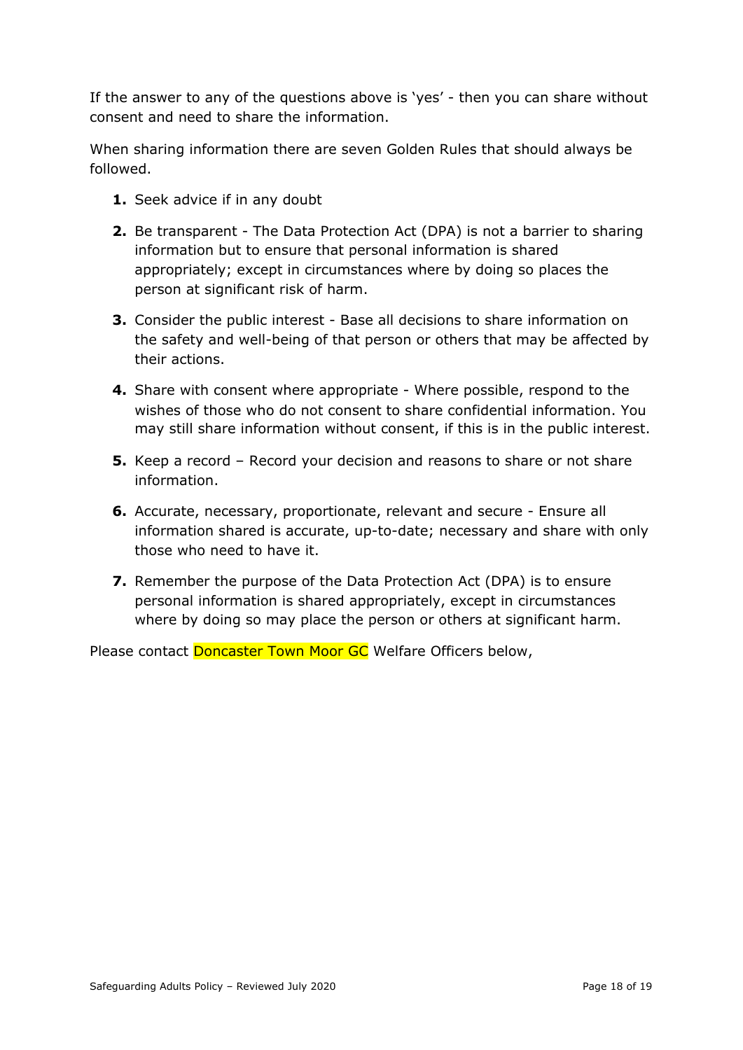If the answer to any of the questions above is 'yes' - then you can share without consent and need to share the information.

When sharing information there are seven Golden Rules that should always be followed.

1. Seek advice if in any doubt
2. Be transparent - The Data Protection Act (DPA) is not a barrier to sharing information but to ensure that personal information is shared appropriately; except in circumstances where by doing so places the person at significant risk of harm.
3. Consider the public interest - Base all decisions to share information on the safety and well-being of that person or others that may be affected by their actions.
4. Share with consent where appropriate - Where possible, respond to the wishes of those who do not consent to share confidential information. You may still share information without consent, if this is in the public interest.
5. Keep a record – Record your decision and reasons to share or not share information.
6. Accurate, necessary, proportionate, relevant and secure - Ensure all information shared is accurate, up-to-date; necessary and share with only those who need to have it.
7. Remember the purpose of the Data Protection Act (DPA) is to ensure personal information is shared appropriately, except in circumstances where by doing so may place the person or others at significant harm.

Please contact Doncaster Town Moor GC Welfare Officers below,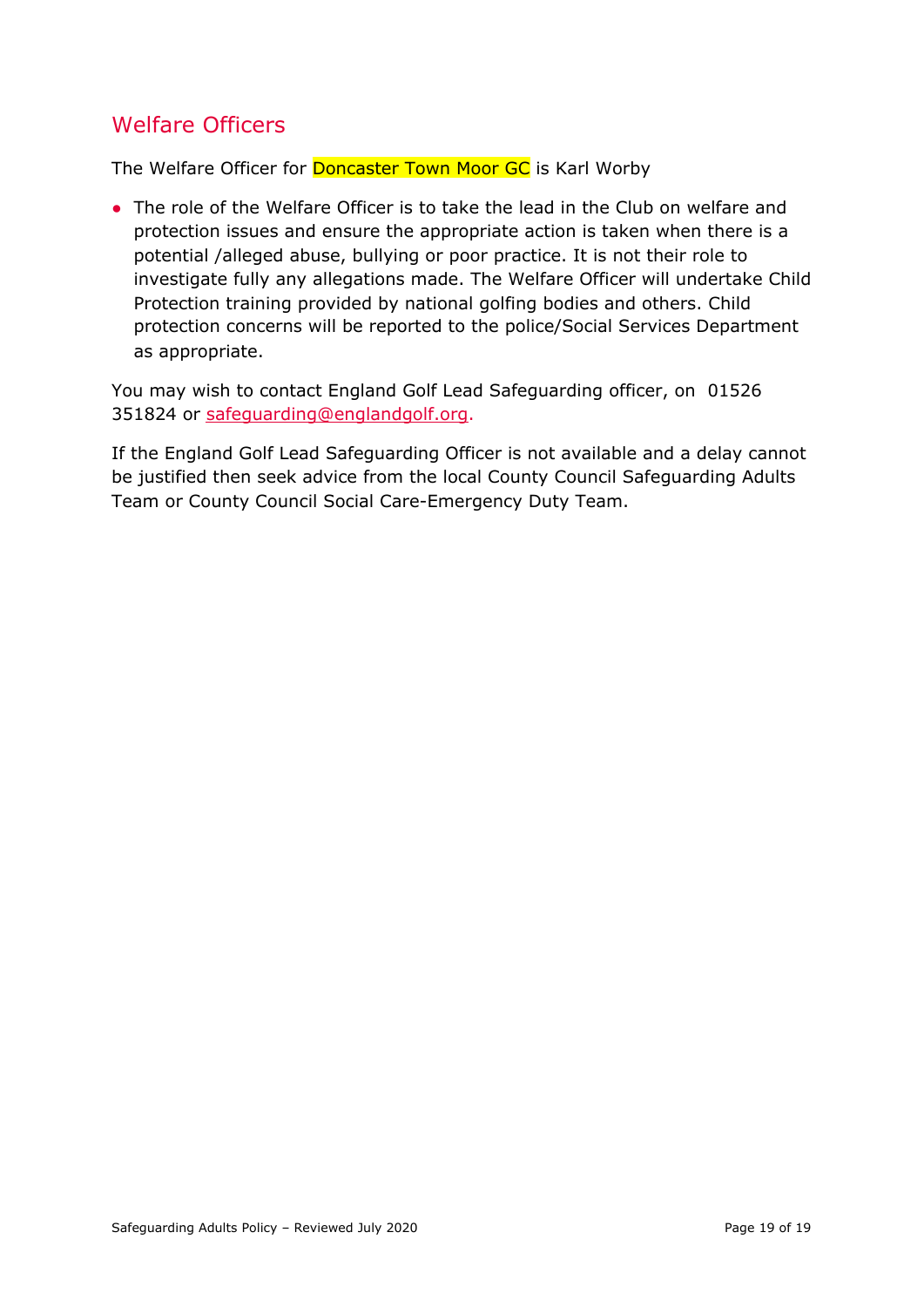## Welfare Officers

The Welfare Officer for Doncaster Town Moor GC is Karl Worby

- The role of the Welfare Officer is to take the lead in the Club on welfare and protection issues and ensure the appropriate action is taken when there is a potential /alleged abuse, bullying or poor practice. It is not their role to investigate fully any allegations made. The Welfare Officer will undertake Child Protection training provided by national golfing bodies and others. Child protection concerns will be reported to the police/Social Services Department as appropriate.

You may wish to contact England Golf Lead Safeguarding officer, on 01526 351824 or safeguarding@englandgolf.org.

If the England Golf Lead Safeguarding Officer is not available and a delay cannot be justified then seek advice from the local County Council Safeguarding Adults Team or County Council Social Care-Emergency Duty Team.